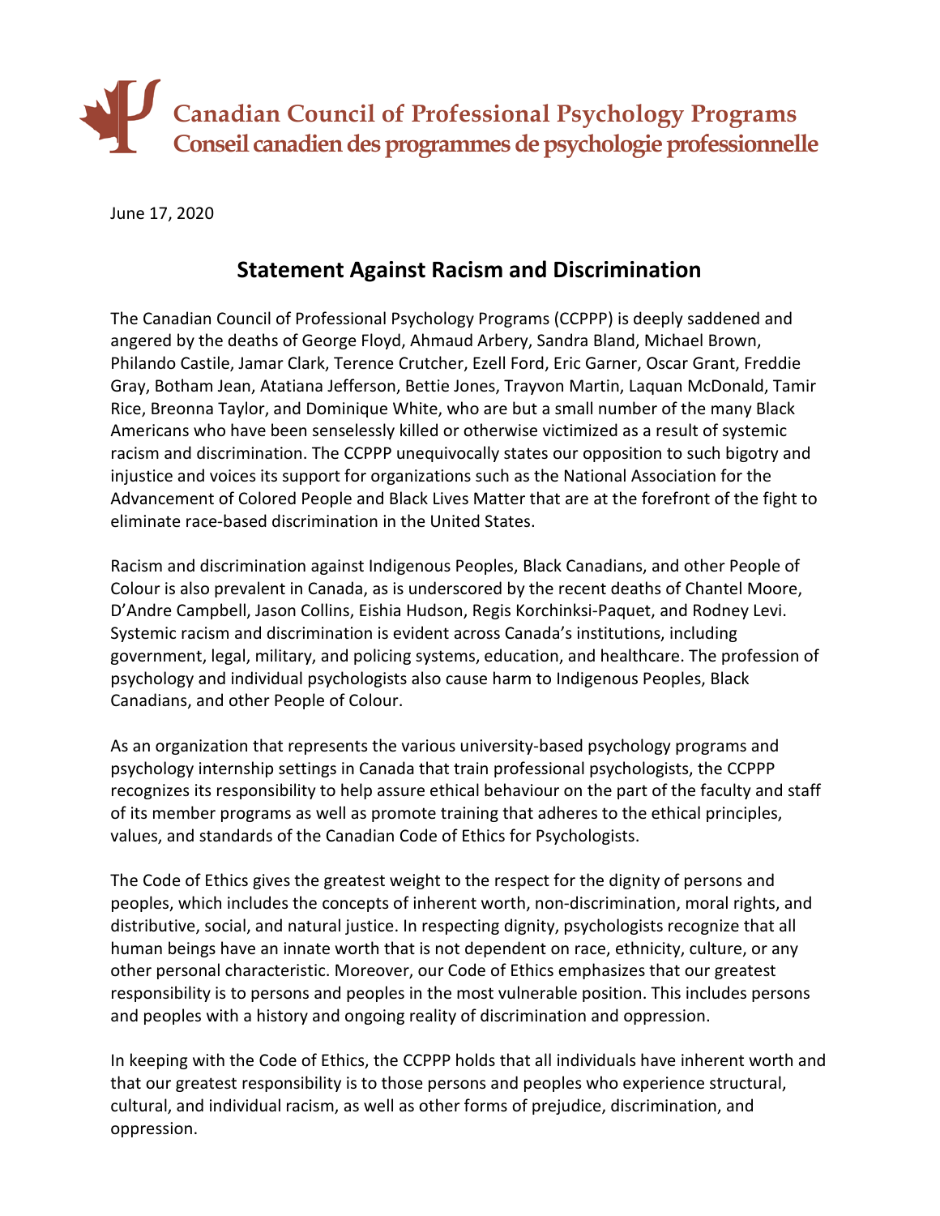**Canadian Council of Professional Psychology Programs**
**Conseil canadien des programmes de psychologie professionnelle**

June 17, 2020

## Statement Against Racism and Discrimination

The Canadian Council of Professional Psychology Programs (CCPPP) is deeply saddened and angered by the deaths of George Floyd, Ahmaud Arbery, Sandra Bland, Michael Brown, Philando Castile, Jamar Clark, Terence Crutcher, Ezell Ford, Eric Garner, Oscar Grant, Freddie Gray, Botham Jean, Atatiana Jefferson, Bettie Jones, Trayvon Martin, Laquan McDonald, Tamir Rice, Breonna Taylor, and Dominique White, who are but a small number of the many Black Americans who have been senselessly killed or otherwise victimized as a result of systemic racism and discrimination. The CCPPP unequivocally states our opposition to such bigotry and injustice and voices its support for organizations such as the National Association for the Advancement of Colored People and Black Lives Matter that are at the forefront of the fight to eliminate race-based discrimination in the United States.

Racism and discrimination against Indigenous Peoples, Black Canadians, and other People of Colour is also prevalent in Canada, as is underscored by the recent deaths of Chantel Moore, D'Andre Campbell, Jason Collins, Eishia Hudson, Regis Korchinksi-Paquet, and Rodney Levi. Systemic racism and discrimination is evident across Canada's institutions, including government, legal, military, and policing systems, education, and healthcare. The profession of psychology and individual psychologists also cause harm to Indigenous Peoples, Black Canadians, and other People of Colour.

As an organization that represents the various university-based psychology programs and psychology internship settings in Canada that train professional psychologists, the CCPPP recognizes its responsibility to help assure ethical behaviour on the part of the faculty and staff of its member programs as well as promote training that adheres to the ethical principles, values, and standards of the Canadian Code of Ethics for Psychologists.

The Code of Ethics gives the greatest weight to the respect for the dignity of persons and peoples, which includes the concepts of inherent worth, non-discrimination, moral rights, and distributive, social, and natural justice. In respecting dignity, psychologists recognize that all human beings have an innate worth that is not dependent on race, ethnicity, culture, or any other personal characteristic. Moreover, our Code of Ethics emphasizes that our greatest responsibility is to persons and peoples in the most vulnerable position. This includes persons and peoples with a history and ongoing reality of discrimination and oppression.

In keeping with the Code of Ethics, the CCPPP holds that all individuals have inherent worth and that our greatest responsibility is to those persons and peoples who experience structural, cultural, and individual racism, as well as other forms of prejudice, discrimination, and oppression.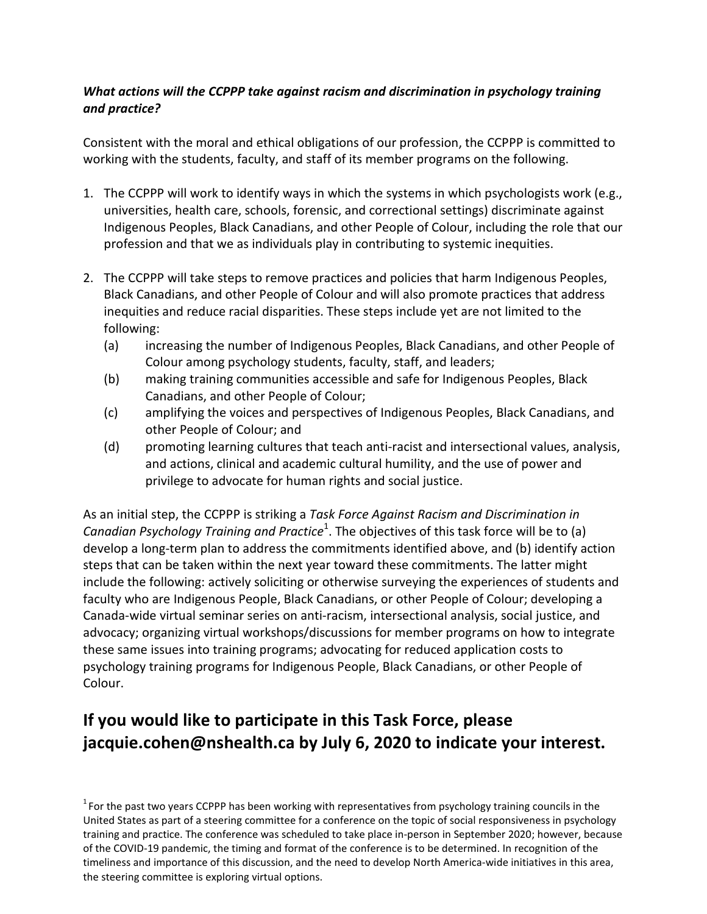***What actions will the CCPPP take against racism and discrimination in psychology training and practice?***

Consistent with the moral and ethical obligations of our profession, the CCPPP is committed to working with the students, faculty, and staff of its member programs on the following.

1. The CCPPP will work to identify ways in which the systems in which psychologists work (e.g., universities, health care, schools, forensic, and correctional settings) discriminate against Indigenous Peoples, Black Canadians, and other People of Colour, including the role that our profession and that we as individuals play in contributing to systemic inequities.

2. The CCPPP will take steps to remove practices and policies that harm Indigenous Peoples, Black Canadians, and other People of Colour and will also promote practices that address inequities and reduce racial disparities. These steps include yet are not limited to the following:
   (a) increasing the number of Indigenous Peoples, Black Canadians, and other People of Colour among psychology students, faculty, staff, and leaders;
   (b) making training communities accessible and safe for Indigenous Peoples, Black Canadians, and other People of Colour;
   (c) amplifying the voices and perspectives of Indigenous Peoples, Black Canadians, and other People of Colour; and
   (d) promoting learning cultures that teach anti-racist and intersectional values, analysis, and actions, clinical and academic cultural humility, and the use of power and privilege to advocate for human rights and social justice.

As an initial step, the CCPPP is striking a *Task Force Against Racism and Discrimination in Canadian Psychology Training and Practice*[1]. The objectives of this task force will be to (a) develop a long-term plan to address the commitments identified above, and (b) identify action steps that can be taken within the next year toward these commitments. The latter might include the following: actively soliciting or otherwise surveying the experiences of students and faculty who are Indigenous People, Black Canadians, or other People of Colour; developing a Canada-wide virtual seminar series on anti-racism, intersectional analysis, social justice, and advocacy; organizing virtual workshops/discussions for member programs on how to integrate these same issues into training programs; advocating for reduced application costs to psychology training programs for Indigenous People, Black Canadians, or other People of Colour.

## If you would like to participate in this Task Force, please jacquie.cohen@nshealth.ca by July 6, 2020 to indicate your interest.

[1] For the past two years CCPPP has been working with representatives from psychology training councils in the United States as part of a steering committee for a conference on the topic of social responsiveness in psychology training and practice. The conference was scheduled to take place in-person in September 2020; however, because of the COVID-19 pandemic, the timing and format of the conference is to be determined. In recognition of the timeliness and importance of this discussion, and the need to develop North America-wide initiatives in this area, the steering committee is exploring virtual options.